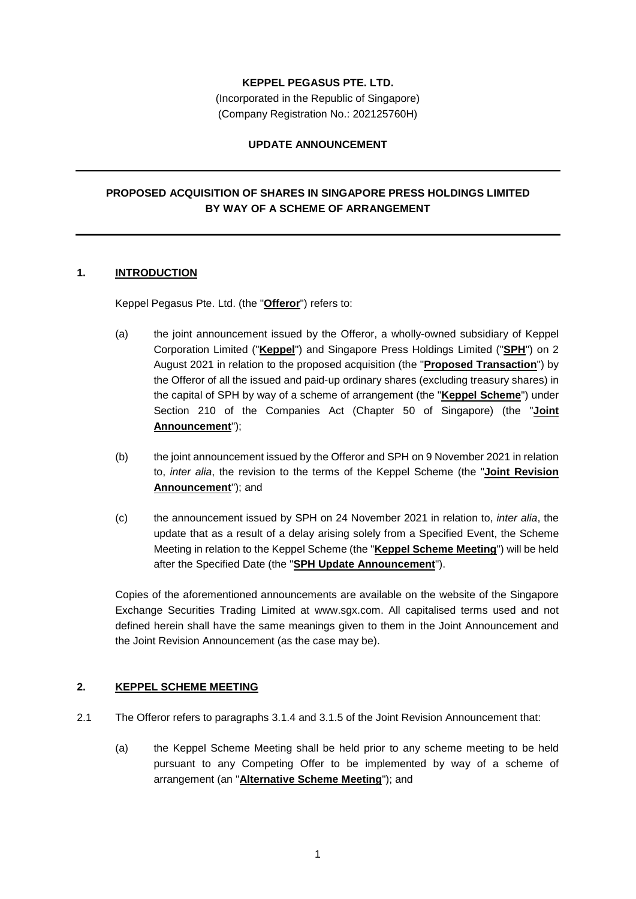**KEPPEL PEGASUS PTE. LTD.**

(Incorporated in the Republic of Singapore)
(Company Registration No.: 202125760H)

**UPDATE ANNOUNCEMENT**

---

**PROPOSED ACQUISITION OF SHARES IN SINGAPORE PRESS HOLDINGS LIMITED BY WAY OF A SCHEME OF ARRANGEMENT**

---

## 1. INTRODUCTION

Keppel Pegasus Pte. Ltd. (the "**Offeror**") refers to:

(a) the joint announcement issued by the Offeror, a wholly-owned subsidiary of Keppel Corporation Limited ("**Keppel**") and Singapore Press Holdings Limited ("**SPH**") on 2 August 2021 in relation to the proposed acquisition (the "**Proposed Transaction**") by the Offeror of all the issued and paid-up ordinary shares (excluding treasury shares) in the capital of SPH by way of a scheme of arrangement (the "**Keppel Scheme**") under Section 210 of the Companies Act (Chapter 50 of Singapore) (the "**Joint Announcement**");

(b) the joint announcement issued by the Offeror and SPH on 9 November 2021 in relation to, *inter alia*, the revision to the terms of the Keppel Scheme (the "**Joint Revision Announcement**"); and

(c) the announcement issued by SPH on 24 November 2021 in relation to, *inter alia*, the update that as a result of a delay arising solely from a Specified Event, the Scheme Meeting in relation to the Keppel Scheme (the "**Keppel Scheme Meeting**") will be held after the Specified Date (the "**SPH Update Announcement**").

Copies of the aforementioned announcements are available on the website of the Singapore Exchange Securities Trading Limited at www.sgx.com. All capitalised terms used and not defined herein shall have the same meanings given to them in the Joint Announcement and the Joint Revision Announcement (as the case may be).

## 2. KEPPEL SCHEME MEETING

2.1 The Offeror refers to paragraphs 3.1.4 and 3.1.5 of the Joint Revision Announcement that:

(a) the Keppel Scheme Meeting shall be held prior to any scheme meeting to be held pursuant to any Competing Offer to be implemented by way of a scheme of arrangement (an "**Alternative Scheme Meeting**"); and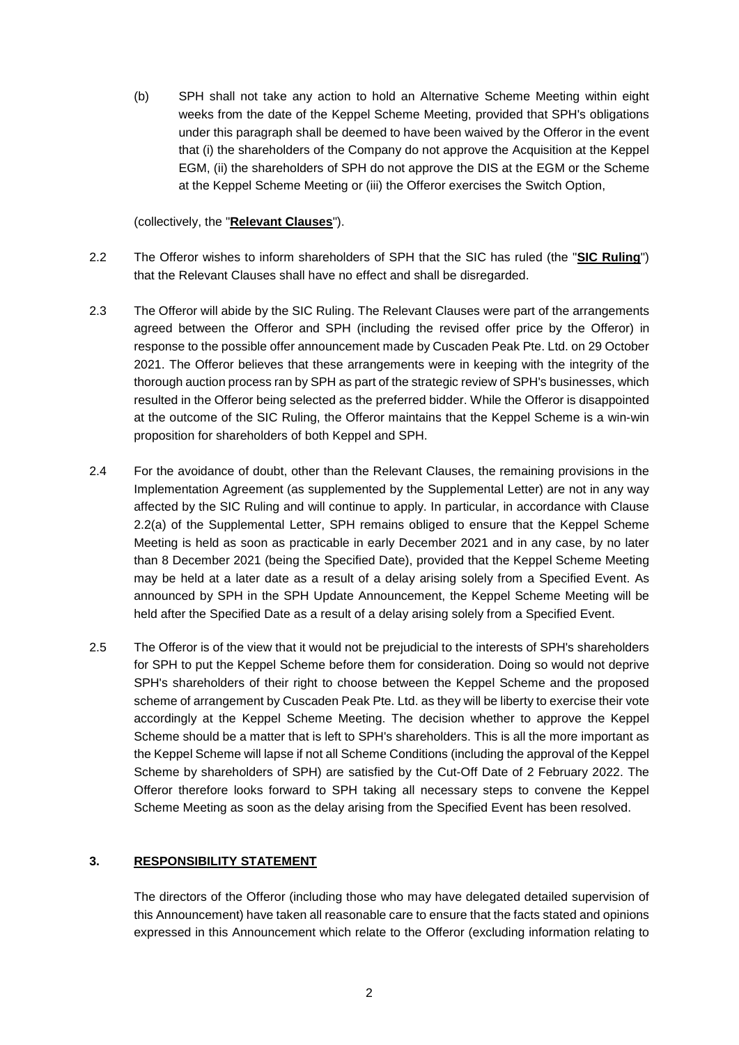(b) SPH shall not take any action to hold an Alternative Scheme Meeting within eight weeks from the date of the Keppel Scheme Meeting, provided that SPH's obligations under this paragraph shall be deemed to have been waived by the Offeror in the event that (i) the shareholders of the Company do not approve the Acquisition at the Keppel EGM, (ii) the shareholders of SPH do not approve the DIS at the EGM or the Scheme at the Keppel Scheme Meeting or (iii) the Offeror exercises the Switch Option,

(collectively, the "**Relevant Clauses**").

2.2 The Offeror wishes to inform shareholders of SPH that the SIC has ruled (the "**SIC Ruling**") that the Relevant Clauses shall have no effect and shall be disregarded.

2.3 The Offeror will abide by the SIC Ruling. The Relevant Clauses were part of the arrangements agreed between the Offeror and SPH (including the revised offer price by the Offeror) in response to the possible offer announcement made by Cuscaden Peak Pte. Ltd. on 29 October 2021. The Offeror believes that these arrangements were in keeping with the integrity of the thorough auction process ran by SPH as part of the strategic review of SPH's businesses, which resulted in the Offeror being selected as the preferred bidder. While the Offeror is disappointed at the outcome of the SIC Ruling, the Offeror maintains that the Keppel Scheme is a win-win proposition for shareholders of both Keppel and SPH.

2.4 For the avoidance of doubt, other than the Relevant Clauses, the remaining provisions in the Implementation Agreement (as supplemented by the Supplemental Letter) are not in any way affected by the SIC Ruling and will continue to apply. In particular, in accordance with Clause 2.2(a) of the Supplemental Letter, SPH remains obliged to ensure that the Keppel Scheme Meeting is held as soon as practicable in early December 2021 and in any case, by no later than 8 December 2021 (being the Specified Date), provided that the Keppel Scheme Meeting may be held at a later date as a result of a delay arising solely from a Specified Event. As announced by SPH in the SPH Update Announcement, the Keppel Scheme Meeting will be held after the Specified Date as a result of a delay arising solely from a Specified Event.

2.5 The Offeror is of the view that it would not be prejudicial to the interests of SPH's shareholders for SPH to put the Keppel Scheme before them for consideration. Doing so would not deprive SPH's shareholders of their right to choose between the Keppel Scheme and the proposed scheme of arrangement by Cuscaden Peak Pte. Ltd. as they will be liberty to exercise their vote accordingly at the Keppel Scheme Meeting. The decision whether to approve the Keppel Scheme should be a matter that is left to SPH's shareholders. This is all the more important as the Keppel Scheme will lapse if not all Scheme Conditions (including the approval of the Keppel Scheme by shareholders of SPH) are satisfied by the Cut-Off Date of 2 February 2022. The Offeror therefore looks forward to SPH taking all necessary steps to convene the Keppel Scheme Meeting as soon as the delay arising from the Specified Event has been resolved.

## 3. RESPONSIBILITY STATEMENT

The directors of the Offeror (including those who may have delegated detailed supervision of this Announcement) have taken all reasonable care to ensure that the facts stated and opinions expressed in this Announcement which relate to the Offeror (excluding information relating to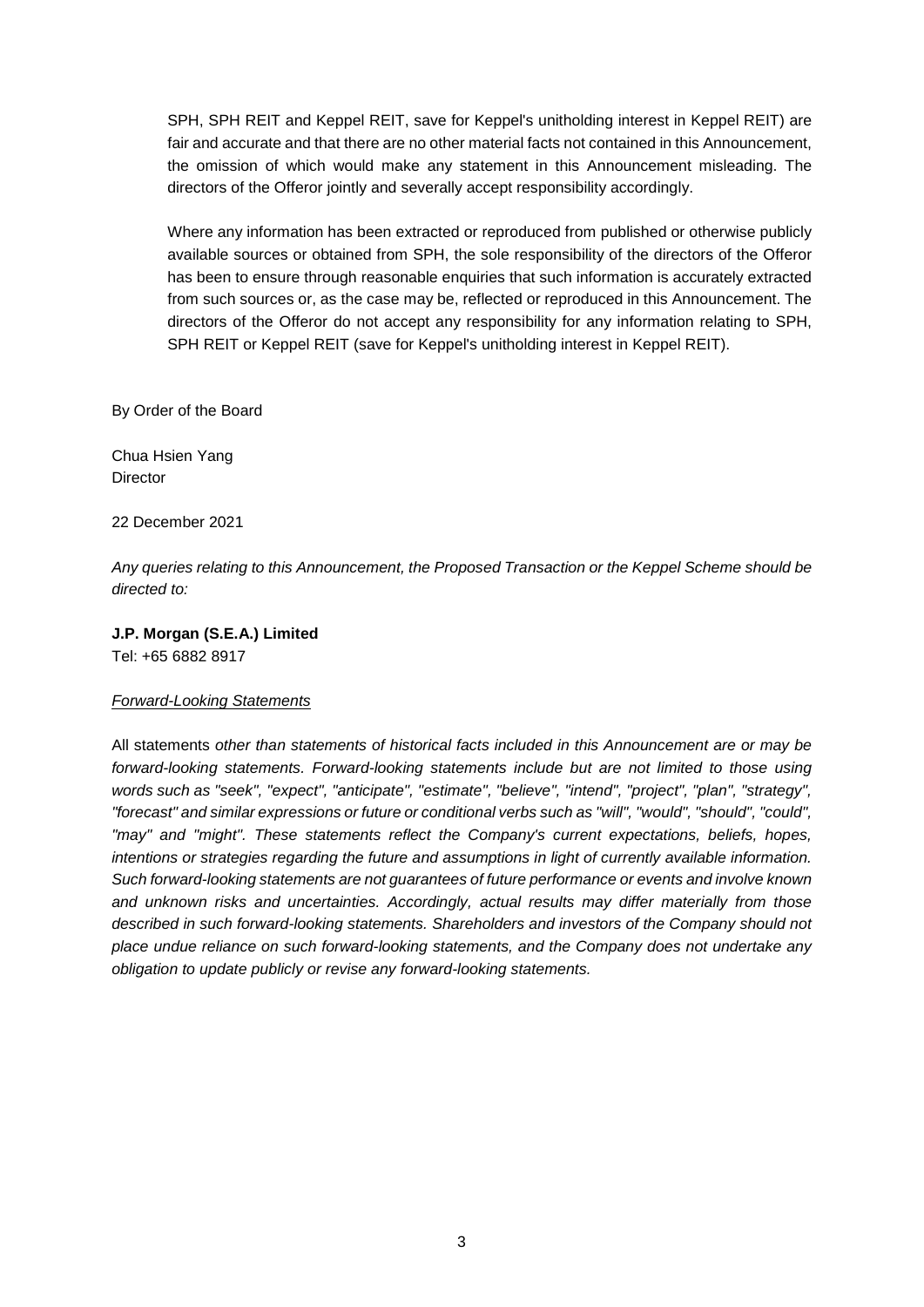SPH, SPH REIT and Keppel REIT, save for Keppel's unitholding interest in Keppel REIT) are fair and accurate and that there are no other material facts not contained in this Announcement, the omission of which would make any statement in this Announcement misleading. The directors of the Offeror jointly and severally accept responsibility accordingly.

Where any information has been extracted or reproduced from published or otherwise publicly available sources or obtained from SPH, the sole responsibility of the directors of the Offeror has been to ensure through reasonable enquiries that such information is accurately extracted from such sources or, as the case may be, reflected or reproduced in this Announcement. The directors of the Offeror do not accept any responsibility for any information relating to SPH, SPH REIT or Keppel REIT (save for Keppel's unitholding interest in Keppel REIT).

By Order of the Board

Chua Hsien Yang
Director

22 December 2021

*Any queries relating to this Announcement, the Proposed Transaction or the Keppel Scheme should be directed to:*

**J.P. Morgan (S.E.A.) Limited**
Tel: +65 6882 8917

*Forward-Looking Statements*

All statements *other than statements of historical facts included in this Announcement are or may be forward-looking statements. Forward-looking statements include but are not limited to those using words such as "seek", "expect", "anticipate", "estimate", "believe", "intend", "project", "plan", "strategy", "forecast" and similar expressions or future or conditional verbs such as "will", "would", "should", "could", "may" and "might". These statements reflect the Company's current expectations, beliefs, hopes, intentions or strategies regarding the future and assumptions in light of currently available information. Such forward-looking statements are not guarantees of future performance or events and involve known and unknown risks and uncertainties. Accordingly, actual results may differ materially from those described in such forward-looking statements. Shareholders and investors of the Company should not place undue reliance on such forward-looking statements, and the Company does not undertake any obligation to update publicly or revise any forward-looking statements.*